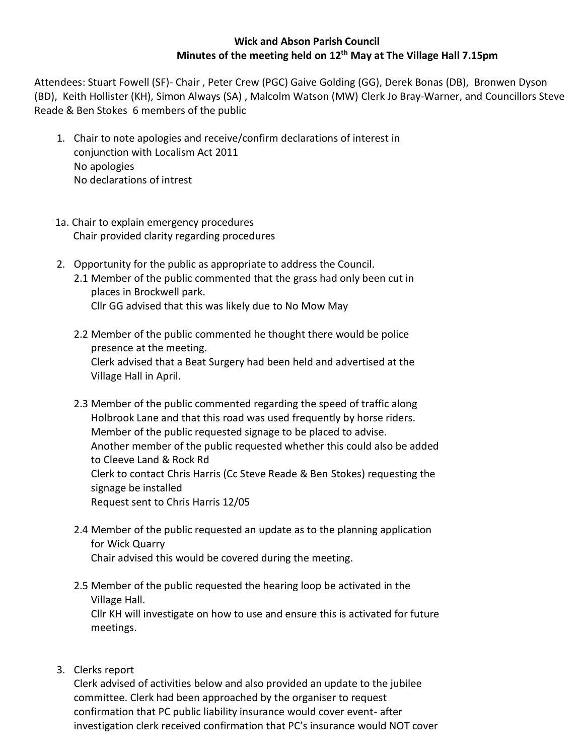**Wick and Abson Parish Council**

**Minutes of the meeting held on 12th May at The Village Hall 7.15pm**

Attendees: Stuart Fowell (SF)- Chair , Peter Crew (PGC) Gaive Golding (GG), Derek Bonas (DB), Bronwen Dyson (BD), Keith Hollister (KH), Simon Always (SA) , Malcolm Watson (MW) Clerk Jo Bray-Warner, and Councillors Steve Reade & Ben Stokes 6 members of the public

1. Chair to note apologies and receive/confirm declarations of interest in conjunction with Localism Act 2011
   No apologies
   No declarations of intrest

1a. Chair to explain emergency procedures
   Chair provided clarity regarding procedures

2. Opportunity for the public as appropriate to address the Council.
   2.1 Member of the public commented that the grass had only been cut in places in Brockwell park.
   Cllr GG advised that this was likely due to No Mow May

   2.2 Member of the public commented he thought there would be police presence at the meeting.
   Clerk advised that a Beat Surgery had been held and advertised at the Village Hall in April.

   2.3 Member of the public commented regarding the speed of traffic along Holbrook Lane and that this road was used frequently by horse riders.
   Member of the public requested signage to be placed to advise.
   Another member of the public requested whether this could also be added to Cleeve Land & Rock Rd
   Clerk to contact Chris Harris (Cc Steve Reade & Ben Stokes) requesting the signage be installed
   Request sent to Chris Harris 12/05

   2.4 Member of the public requested an update as to the planning application for Wick Quarry
   Chair advised this would be covered during the meeting.

   2.5 Member of the public requested the hearing loop be activated in the Village Hall.
   Cllr KH will investigate on how to use and ensure this is activated for future meetings.

3. Clerks report
   Clerk advised of activities below and also provided an update to the jubilee committee. Clerk had been approached by the organiser to request confirmation that PC public liability insurance would cover event- after investigation clerk received confirmation that PC's insurance would NOT cover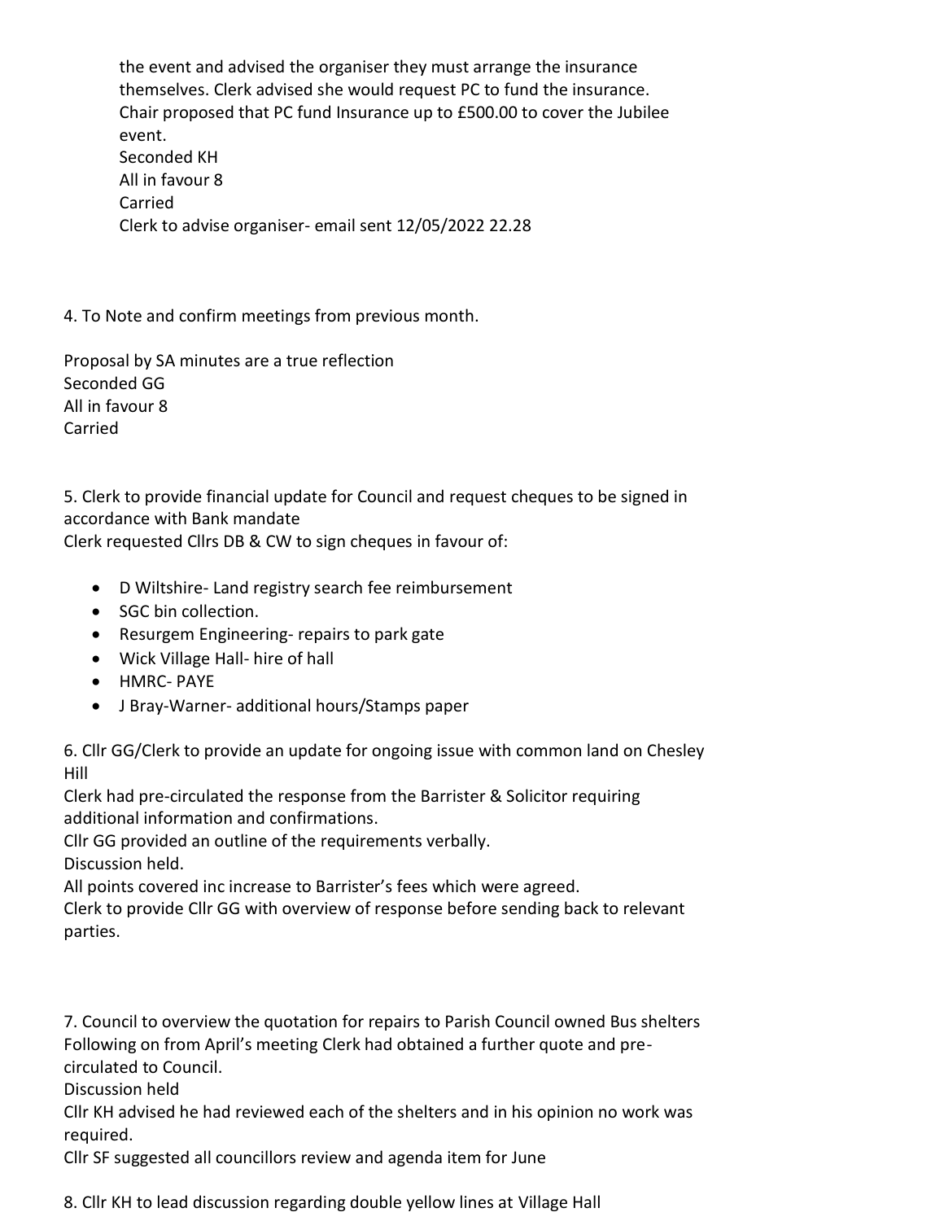the event and advised the organiser they must arrange the insurance themselves. Clerk advised she would request PC to fund the insurance.
Chair proposed that PC fund Insurance up to £500.00 to cover the Jubilee event.
Seconded KH
All in favour 8
Carried
Clerk to advise organiser- email sent 12/05/2022 22.28

4. To Note and confirm meetings from previous month.

Proposal by SA minutes are a true reflection
Seconded GG
All in favour 8
Carried

5. Clerk to provide financial update for Council and request cheques to be signed in accordance with Bank mandate
Clerk requested Cllrs DB & CW to sign cheques in favour of:

- D Wiltshire- Land registry search fee reimbursement
- SGC bin collection.
- Resurgem Engineering- repairs to park gate
- Wick Village Hall- hire of hall
- HMRC- PAYE
- J Bray-Warner- additional hours/Stamps paper

6. Cllr GG/Clerk to provide an update for ongoing issue with common land on Chesley Hill
Clerk had pre-circulated the response from the Barrister & Solicitor requiring additional information and confirmations.
Cllr GG provided an outline of the requirements verbally.
Discussion held.
All points covered inc increase to Barrister's fees which were agreed.
Clerk to provide Cllr GG with overview of response before sending back to relevant parties.

7. Council to overview the quotation for repairs to Parish Council owned Bus shelters
Following on from April's meeting Clerk had obtained a further quote and pre-circulated to Council.
Discussion held
Cllr KH advised he had reviewed each of the shelters and in his opinion no work was required.
Cllr SF suggested all councillors review and agenda item for June

8. Cllr KH to lead discussion regarding double yellow lines at Village Hall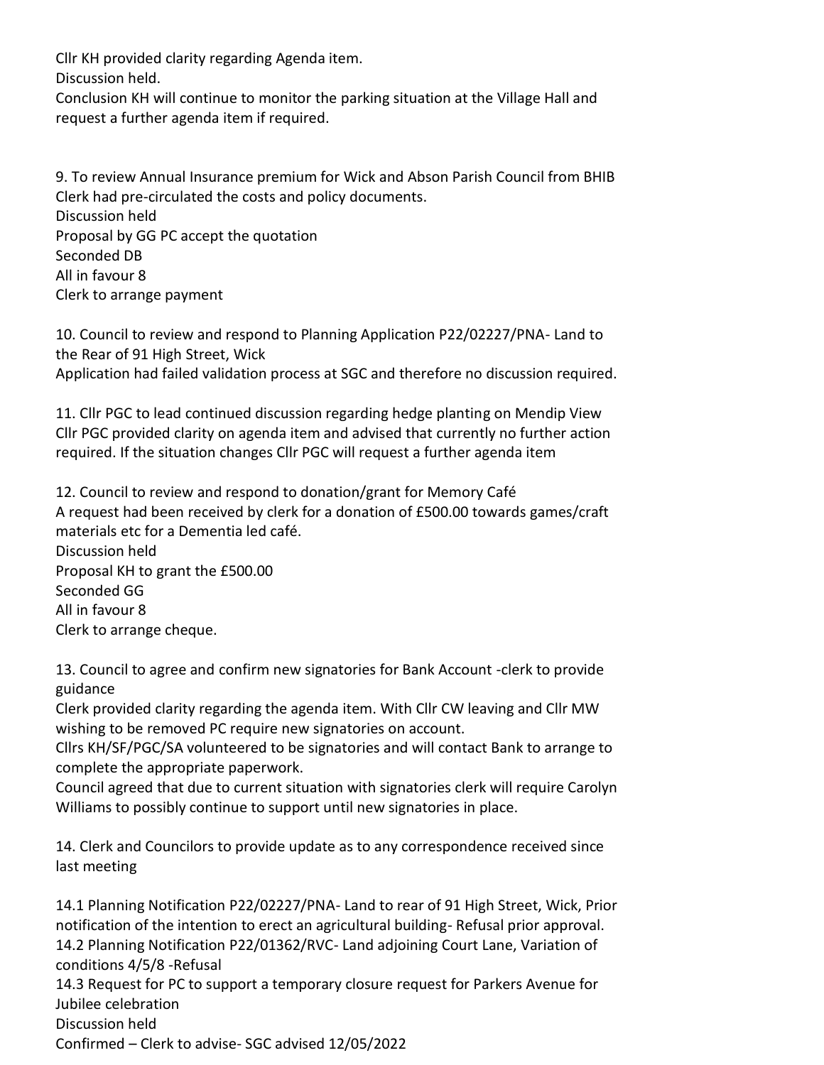Cllr KH provided clarity regarding Agenda item.
Discussion held.
Conclusion KH will continue to monitor the parking situation at the Village Hall and request a further agenda item if required.

9. To review Annual Insurance premium for Wick and Abson Parish Council from BHIB
Clerk had pre-circulated the costs and policy documents.
Discussion held
Proposal by GG PC accept the quotation
Seconded DB
All in favour 8
Clerk to arrange payment

10. Council to review and respond to Planning Application P22/02227/PNA- Land to the Rear of 91 High Street, Wick
Application had failed validation process at SGC and therefore no discussion required.

11. Cllr PGC to lead continued discussion regarding hedge planting on Mendip View
Cllr PGC provided clarity on agenda item and advised that currently no further action required. If the situation changes Cllr PGC will request a further agenda item

12. Council to review and respond to donation/grant for Memory Café
A request had been received by clerk for a donation of £500.00 towards games/craft materials etc for a Dementia led café.
Discussion held
Proposal KH to grant the £500.00
Seconded GG
All in favour 8
Clerk to arrange cheque.

13. Council to agree and confirm new signatories for Bank Account -clerk to provide guidance
Clerk provided clarity regarding the agenda item. With Cllr CW leaving and Cllr MW wishing to be removed PC require new signatories on account.
Cllrs KH/SF/PGC/SA volunteered to be signatories and will contact Bank to arrange to complete the appropriate paperwork.
Council agreed that due to current situation with signatories clerk will require Carolyn Williams to possibly continue to support until new signatories in place.

14. Clerk and Councilors to provide update as to any correspondence received since last meeting

14.1 Planning Notification P22/02227/PNA- Land to rear of 91 High Street, Wick, Prior notification of the intention to erect an agricultural building- Refusal prior approval.
14.2 Planning Notification P22/01362/RVC- Land adjoining Court Lane, Variation of conditions 4/5/8 -Refusal
14.3 Request for PC to support a temporary closure request for Parkers Avenue for Jubilee celebration
Discussion held
Confirmed – Clerk to advise- SGC advised 12/05/2022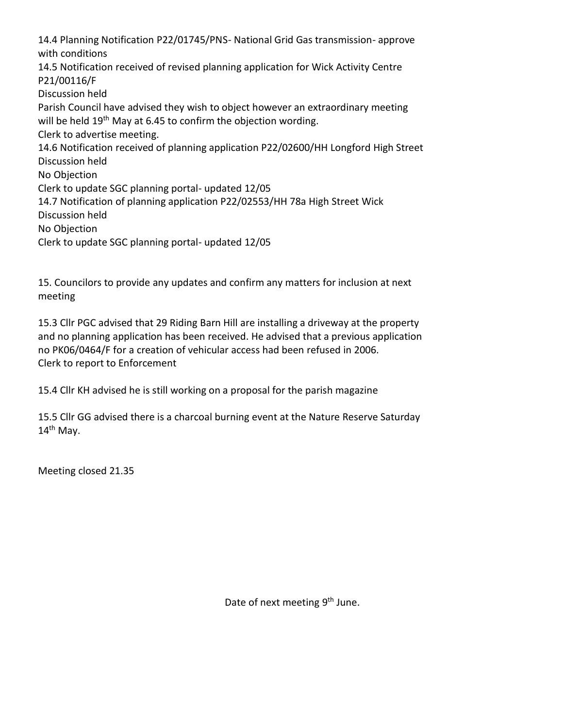14.4 Planning Notification P22/01745/PNS- National Grid Gas transmission- approve with conditions

14.5 Notification received of revised planning application for Wick Activity Centre P21/00116/F

Discussion held

Parish Council have advised they wish to object however an extraordinary meeting will be held 19th May at 6.45 to confirm the objection wording.

Clerk to advertise meeting.

14.6 Notification received of planning application P22/02600/HH Longford High Street

Discussion held

No Objection

Clerk to update SGC planning portal- updated 12/05

14.7 Notification of planning application P22/02553/HH 78a High Street Wick

Discussion held

No Objection

Clerk to update SGC planning portal- updated 12/05

15. Councilors to provide any updates and confirm any matters for inclusion at next meeting

15.3 Cllr PGC advised that 29 Riding Barn Hill are installing a driveway at the property and no planning application has been received. He advised that a previous application no PK06/0464/F for a creation of vehicular access had been refused in 2006.
Clerk to report to Enforcement

15.4 Cllr KH advised he is still working on a proposal for the parish magazine

15.5 Cllr GG advised there is a charcoal burning event at the Nature Reserve Saturday 14th May.

Meeting closed 21.35

Date of next meeting 9th June.